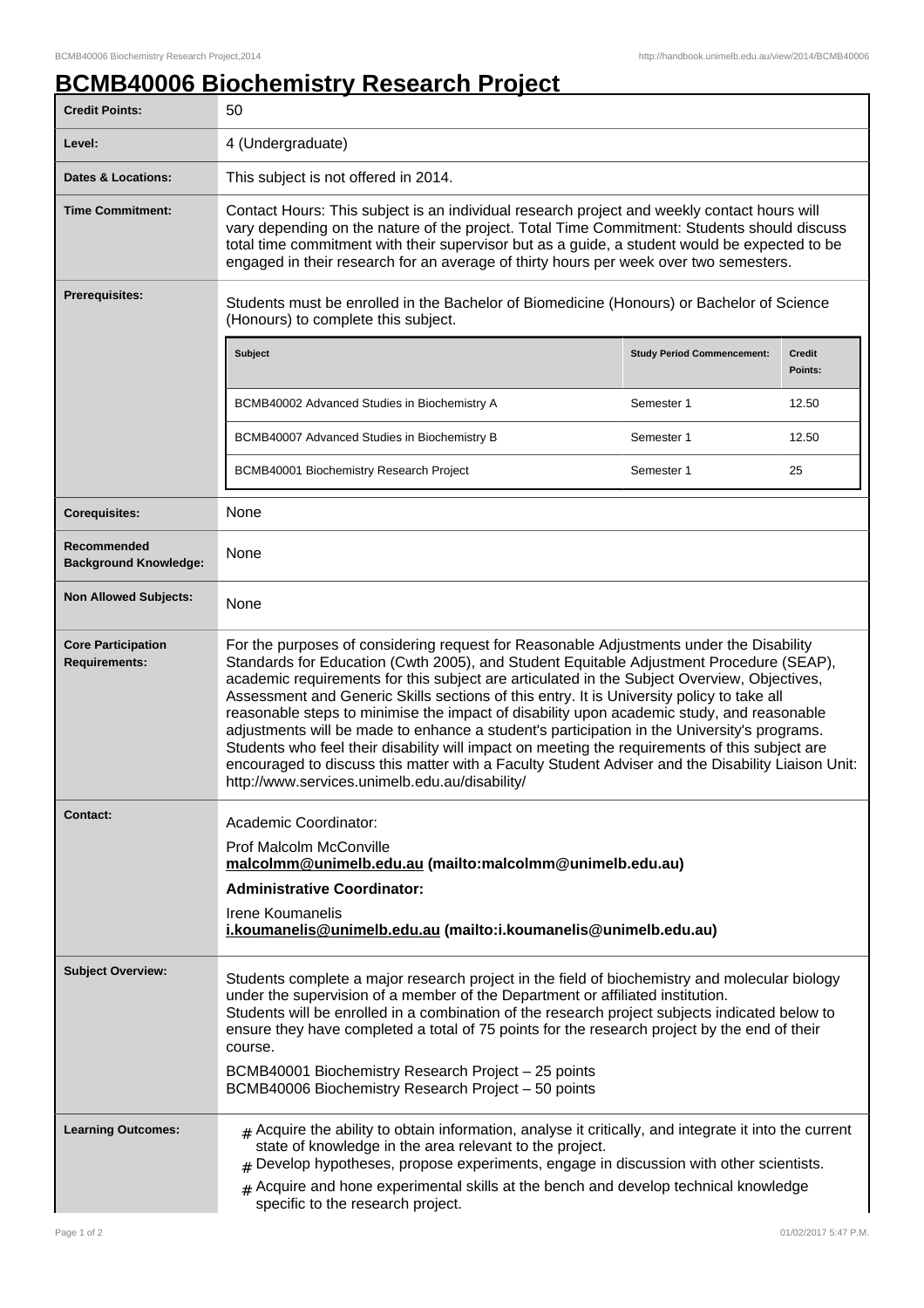# BCMB40006 Biochemistry Research Project

| | |
|---|---|
| **Credit Points:** | 50 |
| **Level:** | 4 (Undergraduate) |
| **Dates & Locations:** | This subject is not offered in 2014. |
| **Time Commitment:** | Contact Hours: This subject is an individual research project and weekly contact hours will vary depending on the nature of the project. Total Time Commitment: Students should discuss total time commitment with their supervisor but as a guide, a student would be expected to be engaged in their research for an average of thirty hours per week over two semesters. |
| **Prerequisites:** | Students must be enrolled in the Bachelor of Biomedicine (Honours) or Bachelor of Science (Honours) to complete this subject. |
| **Corequisites:** | None |
| **Recommended Background Knowledge:** | None |
| **Non Allowed Subjects:** | None |
| **Core Participation Requirements:** | For the purposes of considering request for Reasonable Adjustments under the Disability Standards for Education (Cwth 2005), and Student Equitable Adjustment Procedure (SEAP), academic requirements for this subject are articulated in the Subject Overview, Objectives, Assessment and Generic Skills sections of this entry. It is University policy to take all reasonable steps to minimise the impact of disability upon academic study, and reasonable adjustments will be made to enhance a student's participation in the University's programs. Students who feel their disability will impact on meeting the requirements of this subject are encouraged to discuss this matter with a Faculty Student Adviser and the Disability Liaison Unit: http://www.services.unimelb.edu.au/disability/ |

**Prerequisites (subjects):**

| Subject | Study Period Commencement: | Credit Points: |
|---|---|---|
| BCMB40002 Advanced Studies in Biochemistry A | Semester 1 | 12.50 |
| BCMB40007 Advanced Studies in Biochemistry B | Semester 1 | 12.50 |
| BCMB40001 Biochemistry Research Project | Semester 1 | 25 |

**Contact:**

Academic Coordinator:

Prof Malcolm McConville
**malcolmm@unimelb.edu.au (mailto:malcolmm@unimelb.edu.au)**

**Administrative Coordinator:**

Irene Koumanelis
**i.koumanelis@unimelb.edu.au (mailto:i.koumanelis@unimelb.edu.au)**

**Subject Overview:**

Students complete a major research project in the field of biochemistry and molecular biology under the supervision of a member of the Department or affiliated institution.
Students will be enrolled in a combination of the research project subjects indicated below to ensure they have completed a total of 75 points for the research project by the end of their course.

BCMB40001 Biochemistry Research Project – 25 points
BCMB40006 Biochemistry Research Project – 50 points

**Learning Outcomes:**

- Acquire the ability to obtain information, analyse it critically, and integrate it into the current state of knowledge in the area relevant to the project.
- Develop hypotheses, propose experiments, engage in discussion with other scientists.
- Acquire and hone experimental skills at the bench and develop technical knowledge specific to the research project.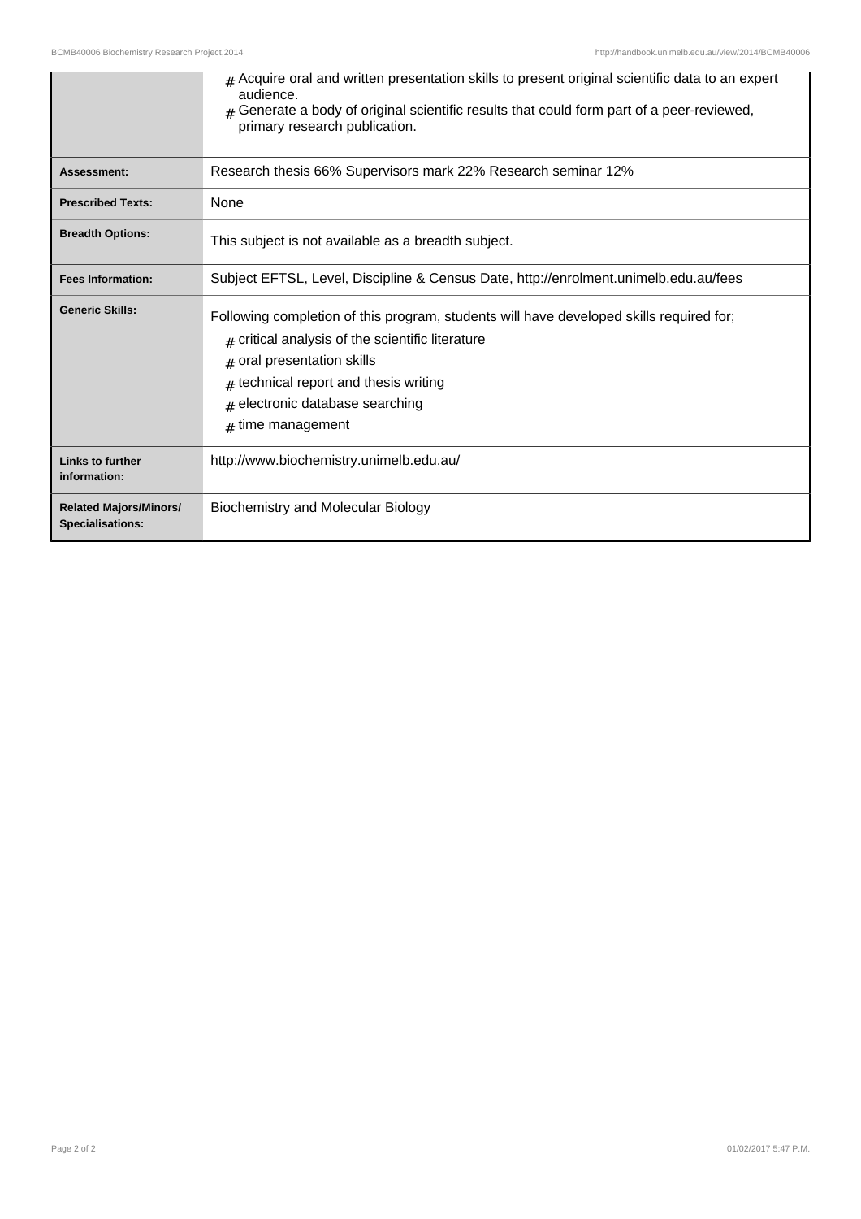| | |
|---|---|
| | # Acquire oral and written presentation skills to present original scientific data to an expert audience.<br># Generate a body of original scientific results that could form part of a peer-reviewed, primary research publication. |
| **Assessment:** | Research thesis 66% Supervisors mark 22% Research seminar 12% |
| **Prescribed Texts:** | None |
| **Breadth Options:** | This subject is not available as a breadth subject. |
| **Fees Information:** | Subject EFTSL, Level, Discipline & Census Date, http://enrolment.unimelb.edu.au/fees |
| **Generic Skills:** | Following completion of this program, students will have developed skills required for;<br># critical analysis of the scientific literature<br># oral presentation skills<br># technical report and thesis writing<br># electronic database searching<br># time management |
| **Links to further information:** | http://www.biochemistry.unimelb.edu.au/ |
| **Related Majors/Minors/ Specialisations:** | Biochemistry and Molecular Biology |